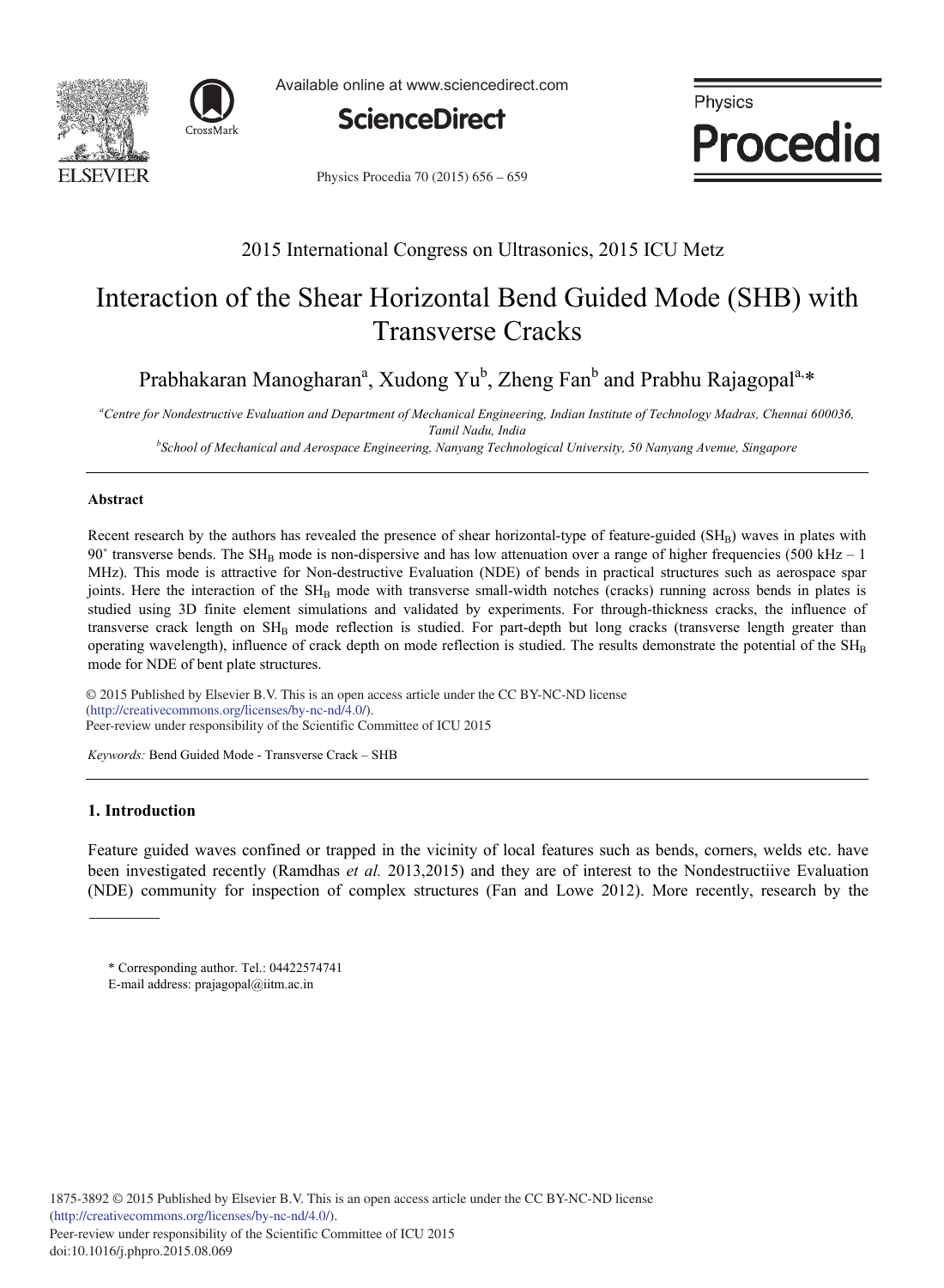2015 International Congress on Ultrasonics, 2015 ICU Metz

# Interaction of the Shear Horizontal Bend Guided Mode (SHB) with Transverse Cracks

Prabhakaran Manogharan[a], Xudong Yu[b], Zheng Fan[b] and Prabhu Rajagopal[a,*]

[a]*Centre for Nondestructive Evaluation and Department of Mechanical Engineering, Indian Institute of Technology Madras, Chennai 600036, Tamil Nadu, India*

[b]*School of Mechanical and Aerospace Engineering, Nanyang Technological University, 50 Nanyang Avenue, Singapore*

## Abstract

Recent research by the authors has revealed the presence of shear horizontal-type of feature-guided ($SH_B$) waves in plates with 90˚ transverse bends. The $SH_B$ mode is non-dispersive and has low attenuation over a range of higher frequencies (500 kHz – 1 MHz). This mode is attractive for Non-destructive Evaluation (NDE) of bends in practical structures such as aerospace spar joints. Here the interaction of the $SH_B$ mode with transverse small-width notches (cracks) running across bends in plates is studied using 3D finite element simulations and validated by experiments. For through-thickness cracks, the influence of transverse crack length on $SH_B$ mode reflection is studied. For part-depth but long cracks (transverse length greater than operating wavelength), influence of crack depth on mode reflection is studied. The results demonstrate the potential of the $SH_B$ mode for NDE of bent plate structures.

© 2015 Published by Elsevier B.V. This is an open access article under the CC BY-NC-ND license (http://creativecommons.org/licenses/by-nc-nd/4.0/).
Peer-review under responsibility of the Scientific Committee of ICU 2015

*Keywords:* Bend Guided Mode - Transverse Crack – SHB

## 1. Introduction

Feature guided waves confined or trapped in the vicinity of local features such as bends, corners, welds etc. have been investigated recently (Ramdhas *et al.* 2013,2015) and they are of interest to the Nondestructiive Evaluation (NDE) community for inspection of complex structures (Fan and Lowe 2012). More recently, research by the

\* Corresponding author. Tel.: 04422574741
E-mail address: prajagopal@iitm.ac.in

1875-3892 © 2015 Published by Elsevier B.V. This is an open access article under the CC BY-NC-ND license (http://creativecommons.org/licenses/by-nc-nd/4.0/).
Peer-review under responsibility of the Scientific Committee of ICU 2015
doi:10.1016/j.phpro.2015.08.069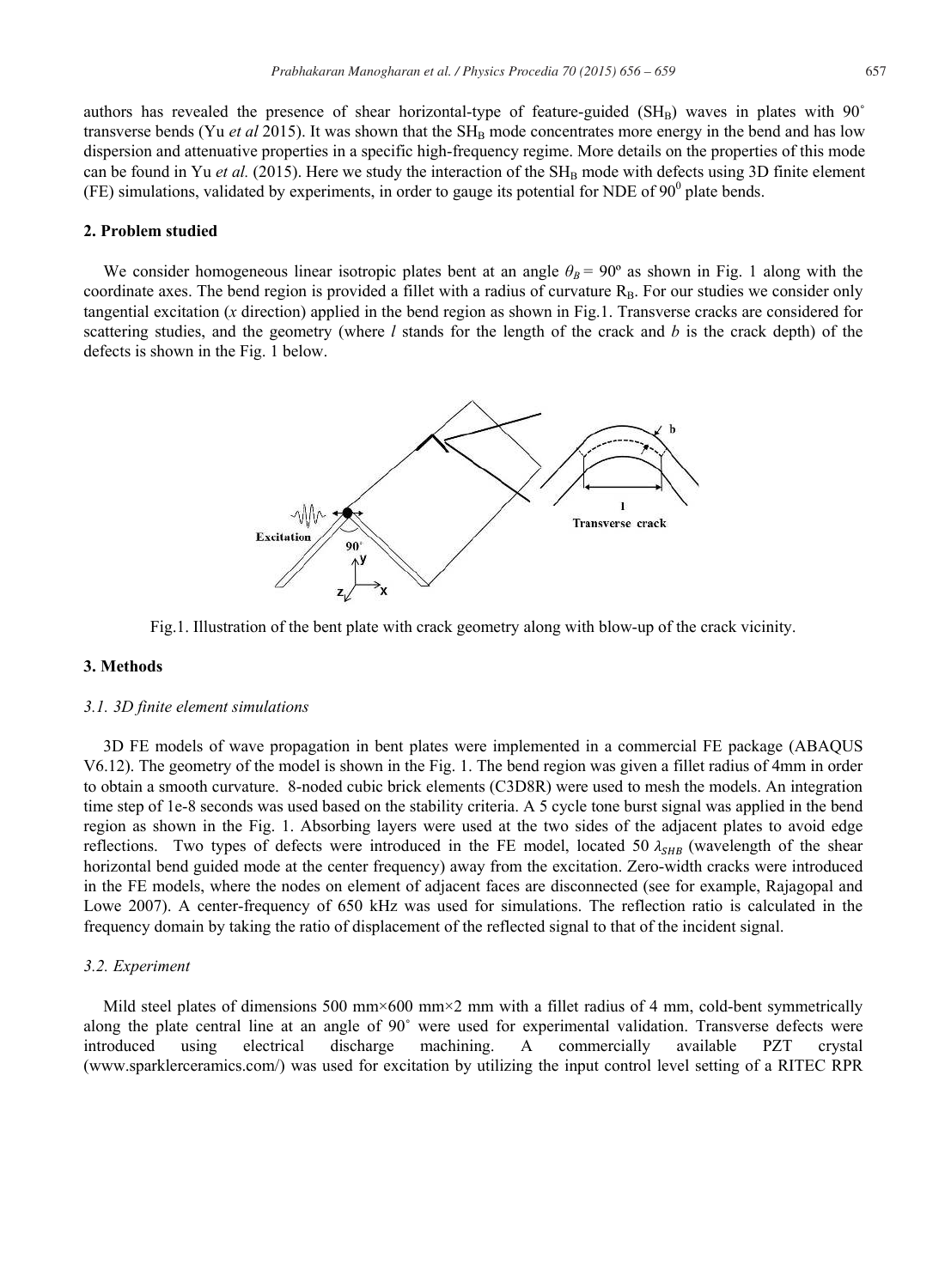authors has revealed the presence of shear horizontal-type of feature-guided ($SH_B$) waves in plates with 90˚ transverse bends (Yu *et al* 2015). It was shown that the $SH_B$ mode concentrates more energy in the bend and has low dispersion and attenuative properties in a specific high-frequency regime. More details on the properties of this mode can be found in Yu *et al.* (2015). Here we study the interaction of the $SH_B$ mode with defects using 3D finite element (FE) simulations, validated by experiments, in order to gauge its potential for NDE of $90^0$ plate bends.

## 2. Problem studied

We consider homogeneous linear isotropic plates bent at an angle $\theta_B = 90°$ as shown in Fig. 1 along with the coordinate axes. The bend region is provided a fillet with a radius of curvature $R_B$. For our studies we consider only tangential excitation (*x* direction) applied in the bend region as shown in Fig.1. Transverse cracks are considered for scattering studies, and the geometry (where *l* stands for the length of the crack and *b* is the crack depth) of the defects is shown in the Fig. 1 below.

Fig.1. Illustration of the bent plate with crack geometry along with blow-up of the crack vicinity.

## 3. Methods

### *3.1. 3D finite element simulations*

3D FE models of wave propagation in bent plates were implemented in a commercial FE package (ABAQUS V6.12). The geometry of the model is shown in the Fig. 1. The bend region was given a fillet radius of 4mm in order to obtain a smooth curvature. 8-noded cubic brick elements (C3D8R) were used to mesh the models. An integration time step of 1e-8 seconds was used based on the stability criteria. A 5 cycle tone burst signal was applied in the bend region as shown in the Fig. 1. Absorbing layers were used at the two sides of the adjacent plates to avoid edge reflections. Two types of defects were introduced in the FE model, located 50 $\lambda_{SHB}$ (wavelength of the shear horizontal bend guided mode at the center frequency) away from the excitation. Zero-width cracks were introduced in the FE models, where the nodes on element of adjacent faces are disconnected (see for example, Rajagopal and Lowe 2007). A center-frequency of 650 kHz was used for simulations. The reflection ratio is calculated in the frequency domain by taking the ratio of displacement of the reflected signal to that of the incident signal.

### *3.2. Experiment*

Mild steel plates of dimensions 500 mm×600 mm×2 mm with a fillet radius of 4 mm, cold-bent symmetrically along the plate central line at an angle of 90˚ were used for experimental validation. Transverse defects were introduced using electrical discharge machining. A commercially available PZT crystal (www.sparklerceramics.com/) was used for excitation by utilizing the input control level setting of a RITEC RPR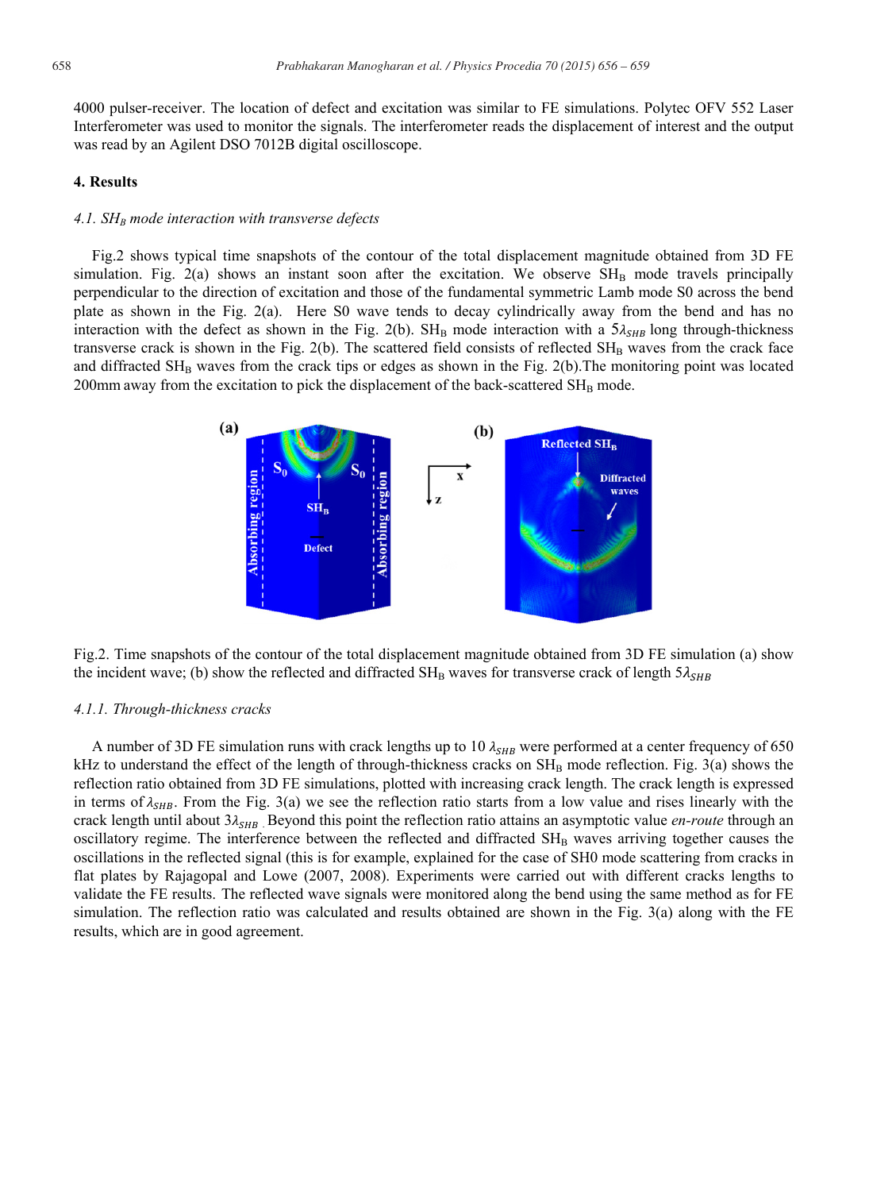4000 pulser-receiver. The location of defect and excitation was similar to FE simulations. Polytec OFV 552 Laser Interferometer was used to monitor the signals. The interferometer reads the displacement of interest and the output was read by an Agilent DSO 7012B digital oscilloscope.

## 4. Results

### *4.1. $SH_B$ mode interaction with transverse defects*

Fig.2 shows typical time snapshots of the contour of the total displacement magnitude obtained from 3D FE simulation. Fig. 2(a) shows an instant soon after the excitation. We observe $SH_B$ mode travels principally perpendicular to the direction of excitation and those of the fundamental symmetric Lamb mode S0 across the bend plate as shown in the Fig. 2(a). Here S0 wave tends to decay cylindrically away from the bend and has no interaction with the defect as shown in the Fig. 2(b). $SH_B$ mode interaction with a $5\lambda_{SHB}$ long through-thickness transverse crack is shown in the Fig. 2(b). The scattered field consists of reflected $SH_B$ waves from the crack face and diffracted $SH_B$ waves from the crack tips or edges as shown in the Fig. 2(b).The monitoring point was located 200mm away from the excitation to pick the displacement of the back-scattered $SH_B$ mode.

Fig.2. Time snapshots of the contour of the total displacement magnitude obtained from 3D FE simulation (a) show the incident wave; (b) show the reflected and diffracted $SH_B$ waves for transverse crack of length $5\lambda_{SHB}$

#### *4.1.1. Through-thickness cracks*

A number of 3D FE simulation runs with crack lengths up to 10 $\lambda_{SHB}$ were performed at a center frequency of 650 kHz to understand the effect of the length of through-thickness cracks on $SH_B$ mode reflection. Fig. 3(a) shows the reflection ratio obtained from 3D FE simulations, plotted with increasing crack length. The crack length is expressed in terms of $\lambda_{SHB}$. From the Fig. 3(a) we see the reflection ratio starts from a low value and rises linearly with the crack length until about $3\lambda_{SHB}$. Beyond this point the reflection ratio attains an asymptotic value *en-route* through an oscillatory regime. The interference between the reflected and diffracted $SH_B$ waves arriving together causes the oscillations in the reflected signal (this is for example, explained for the case of SH0 mode scattering from cracks in flat plates by Rajagopal and Lowe (2007, 2008). Experiments were carried out with different cracks lengths to validate the FE results. The reflected wave signals were monitored along the bend using the same method as for FE simulation. The reflection ratio was calculated and results obtained are shown in the Fig. 3(a) along with the FE results, which are in good agreement.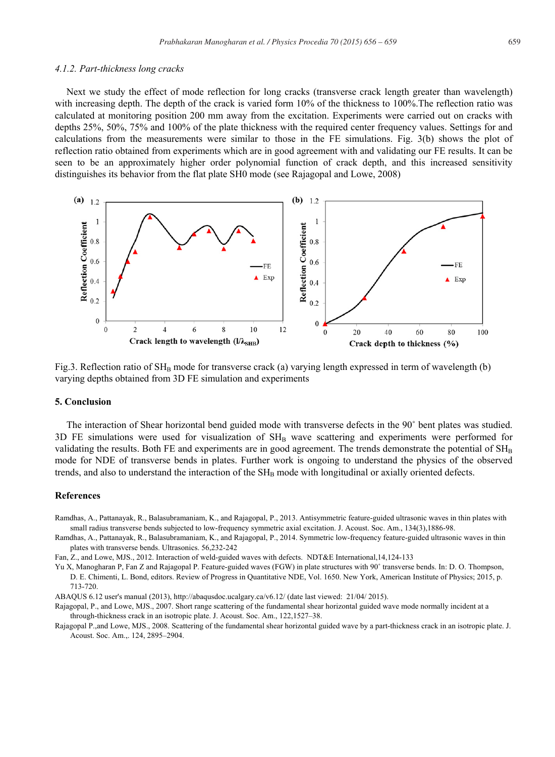#### 4.1.2. Part-thickness long cracks

Next we study the effect of mode reflection for long cracks (transverse crack length greater than wavelength) with increasing depth. The depth of the crack is varied form 10% of the thickness to 100%.The reflection ratio was calculated at monitoring position 200 mm away from the excitation. Experiments were carried out on cracks with depths 25%, 50%, 75% and 100% of the plate thickness with the required center frequency values. Settings for and calculations from the measurements were similar to those in the FE simulations. Fig. 3(b) shows the plot of reflection ratio obtained from experiments which are in good agreement with and validating our FE results. It can be seen to be an approximately higher order polynomial function of crack depth, and this increased sensitivity distinguishes its behavior from the flat plate SH0 mode (see Rajagopal and Lowe, 2008)

(a)
Reflection Coefficient
1.2
1
0.8
0.6
0.4
0.2
0
0
2
4
6
8
10
12
Crack length to wavelength ($l/\lambda_{SHB}$)
FE
Exp

(b)
Reflection Coefficient
1.2
1
0.8
0.6
0.4
0.2
0
0
20
40
60
80
100
Crack depth to thickness (%)
FE
Exp

Fig.3. Reflection ratio of $SH_B$ mode for transverse crack (a) varying length expressed in term of wavelength (b) varying depths obtained from 3D FE simulation and experiments

## 5. Conclusion

The interaction of Shear horizontal bend guided mode with transverse defects in the 90˚ bent plates was studied. 3D FE simulations were used for visualization of $SH_B$ wave scattering and experiments were performed for validating the results. Both FE and experiments are in good agreement. The trends demonstrate the potential of $SH_B$ mode for NDE of transverse bends in plates. Further work is ongoing to understand the physics of the observed trends, and also to understand the interaction of the $SH_B$ mode with longitudinal or axially oriented defects.

## References

Ramdhas, A., Pattanayak, R., Balasubramaniam, K., and Rajagopal, P., 2013. Antisymmetric feature-guided ultrasonic waves in thin plates with small radius transverse bends subjected to low-frequency symmetric axial excitation. J. Acoust. Soc. Am., 134(3),1886-98.

Ramdhas, A., Pattanayak, R., Balasubramaniam, K., and Rajagopal, P., 2014. Symmetric low-frequency feature-guided ultrasonic waves in thin plates with transverse bends. Ultrasonics. 56,232-242

Fan, Z., and Lowe, MJS., 2012. Interaction of weld-guided waves with defects. NDT&E International,14,124-133

Yu X, Manogharan P, Fan Z and Rajagopal P. Feature-guided waves (FGW) in plate structures with 90˚ transverse bends. In: D. O. Thompson, D. E. Chimenti, L. Bond, editors. Review of Progress in Quantitative NDE, Vol. 1650. New York, American Institute of Physics; 2015, p. 713-720.

ABAQUS 6.12 user's manual (2013), http://abaqusdoc.ucalgary.ca/v6.12/ (date last viewed: 21/04/ 2015).

Rajagopal, P., and Lowe, MJS., 2007. Short range scattering of the fundamental shear horizontal guided wave mode normally incident at a through-thickness crack in an isotropic plate. J. Acoust. Soc. Am., 122,1527–38.

Rajagopal P.,and Lowe, MJS., 2008. Scattering of the fundamental shear horizontal guided wave by a part-thickness crack in an isotropic plate. J. Acoust. Soc. Am.,. 124, 2895–2904.